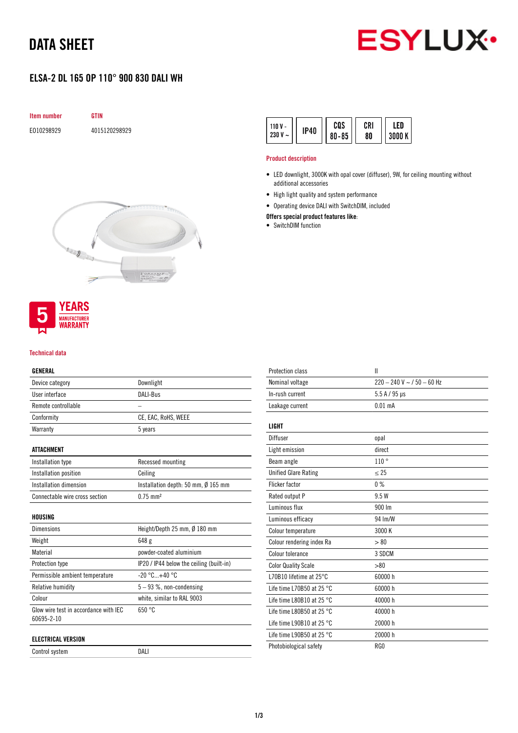# DATA SHEET

## ELSA-2 DL 165 OP 110° 900 830 DALI WH

| Item number | GTIN |
|---|---|
| E010298929 | 4015120298929 |

110 V - 230 V ~ | IP40 | CQS 80-85 | CRI 80 | LED 3000 K

### Product description

- LED downlight, 3000K with opal cover (diffuser), 9W, for ceiling mounting without additional accessories
- High light quality and system performance
- Operating device DALI with SwitchDIM, included

**Offers special product features like:**

- SwitchDIM function

5 YEARS MANUFACTURER WARRANTY

### Technical data

| GENERAL | |
|---|---|
| Device category | Downlight |
| User interface | DALI-Bus |
| Remote controllable | – |
| Conformity | CE, EAC, RoHS, WEEE |
| Warranty | 5 years |

| ATTACHMENT | |
|---|---|
| Installation type | Recessed mounting |
| Installation position | Ceiling |
| Installation dimension | Installation depth: 50 mm, Ø 165 mm |
| Connectable wire cross section | 0.75 mm² |

| HOUSING | |
|---|---|
| Dimensions | Height/Depth 25 mm, Ø 180 mm |
| Weight | 648 g |
| Material | powder-coated aluminium |
| Protection type | IP20 / IP44 below the ceiling (built-in) |
| Permissible ambient temperature | -20 °C...+40 °C |
| Relative humidity | 5 – 93 %, non-condensing |
| Colour | white, similar to RAL 9003 |
| Glow wire test in accordance with IEC 60695-2-10 | 650 °C |

| ELECTRICAL VERSION | |
|---|---|
| Control system | DALI |
| Protection class | II |
| Nominal voltage | 220 – 240 V ~ / 50 – 60 Hz |
| In-rush current | 5.5 A / 95 µs |
| Leakage current | 0.01 mA |

| LIGHT | |
|---|---|
| Diffuser | opal |
| Light emission | direct |
| Beam angle | 110 ° |
| Unified Glare Rating | ≤ 25 |
| Flicker factor | 0 % |
| Rated output P | 9.5 W |
| Luminous flux | 900 lm |
| Luminous efficacy | 94 lm/W |
| Colour temperature | 3000 K |
| Colour rendering index Ra | > 80 |
| Colour tolerance | 3 SDCM |
| Color Quality Scale | >80 |
| L70B10 lifetime at 25°C | 60000 h |
| Life time L70B50 at 25 °C | 60000 h |
| Life time L80B10 at 25 °C | 40000 h |
| Life time L80B50 at 25 °C | 40000 h |
| Life time L90B10 at 25 °C | 20000 h |
| Life time L90B50 at 25 °C | 20000 h |
| Photobiological safety | RG0 |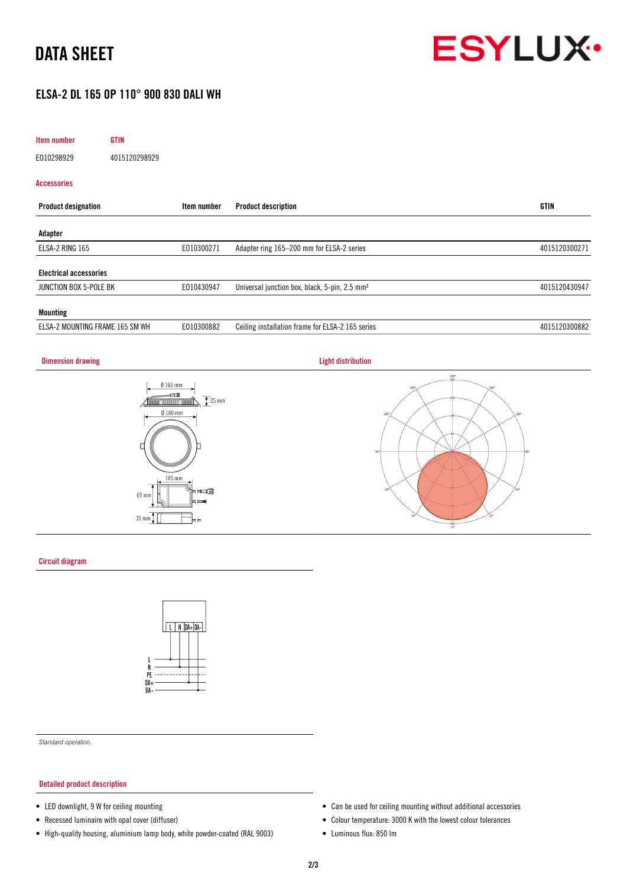# DATA SHEET

## ELSA-2 DL 165 OP 110° 900 830 DALI WH

| Item number | GTIN |
|---|---|
| E010298929 | 4015120298929 |

### Accessories

| Product designation | Item number | Product description | GTIN |
|---|---|---|---|
| **Adapter** | | | |
| ELSA-2 RING 165 | E010300271 | Adapter ring 165–200 mm for ELSA-2 series | 4015120300271 |
| **Electrical accessories** | | | |
| JUNCTION BOX 5-POLE BK | E010430947 | Universal junction box, black, 5-pin, 2.5 mm² | 4015120430947 |
| **Mounting** | | | |
| ELSA-2 MOUNTING FRAME 165 SM WH | E010300882 | Ceiling installation frame for ELSA-2 165 series | 4015120300882 |

### Dimension drawing

Ø 165 mm
25 mm
Ø 180 mm
105 mm
69 mm
31 mm

### Light distribution

### Circuit diagram

L N DA+ DA-

L
N
PE
DA+
DA-

*Standard operation.*

### Detailed product description

- LED downlight, 9 W for ceiling mounting
- Recessed luminaire with opal cover (diffuser)
- High-quality housing, aluminium lamp body, white powder-coated (RAL 9003)
- Can be used for ceiling mounting without additional accessories
- Colour temperature: 3000 K with the lowest colour tolerances
- Luminous flux: 850 lm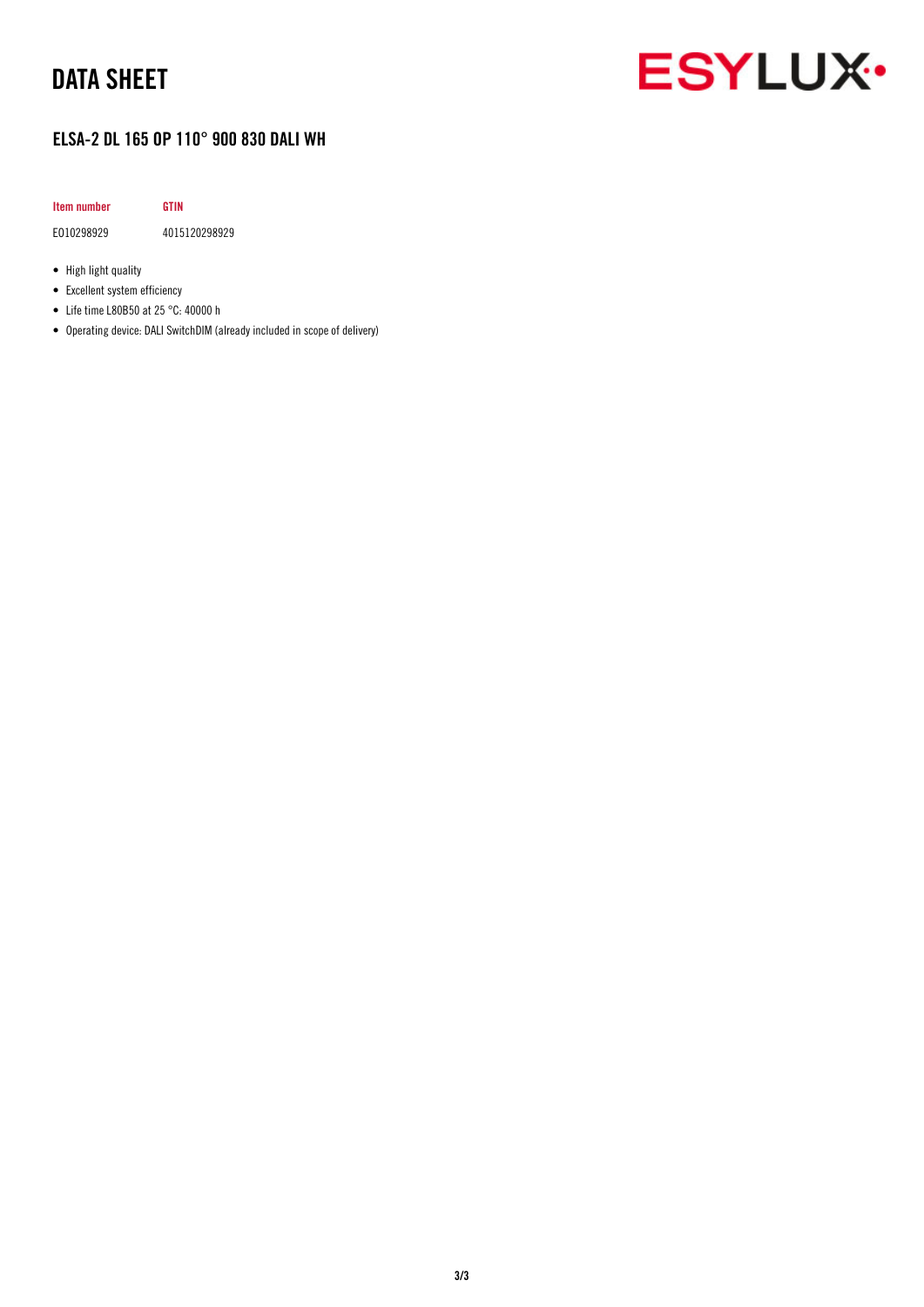# DATA SHEET

## ELSA-2 DL 165 OP 110° 900 830 DALI WH

| Item number | GTIN |
|---|---|
| EO10298929 | 4015120298929 |

- High light quality
- Excellent system efficiency
- Life time L80B50 at 25 °C: 40000 h
- Operating device: DALI SwitchDIM (already included in scope of delivery)